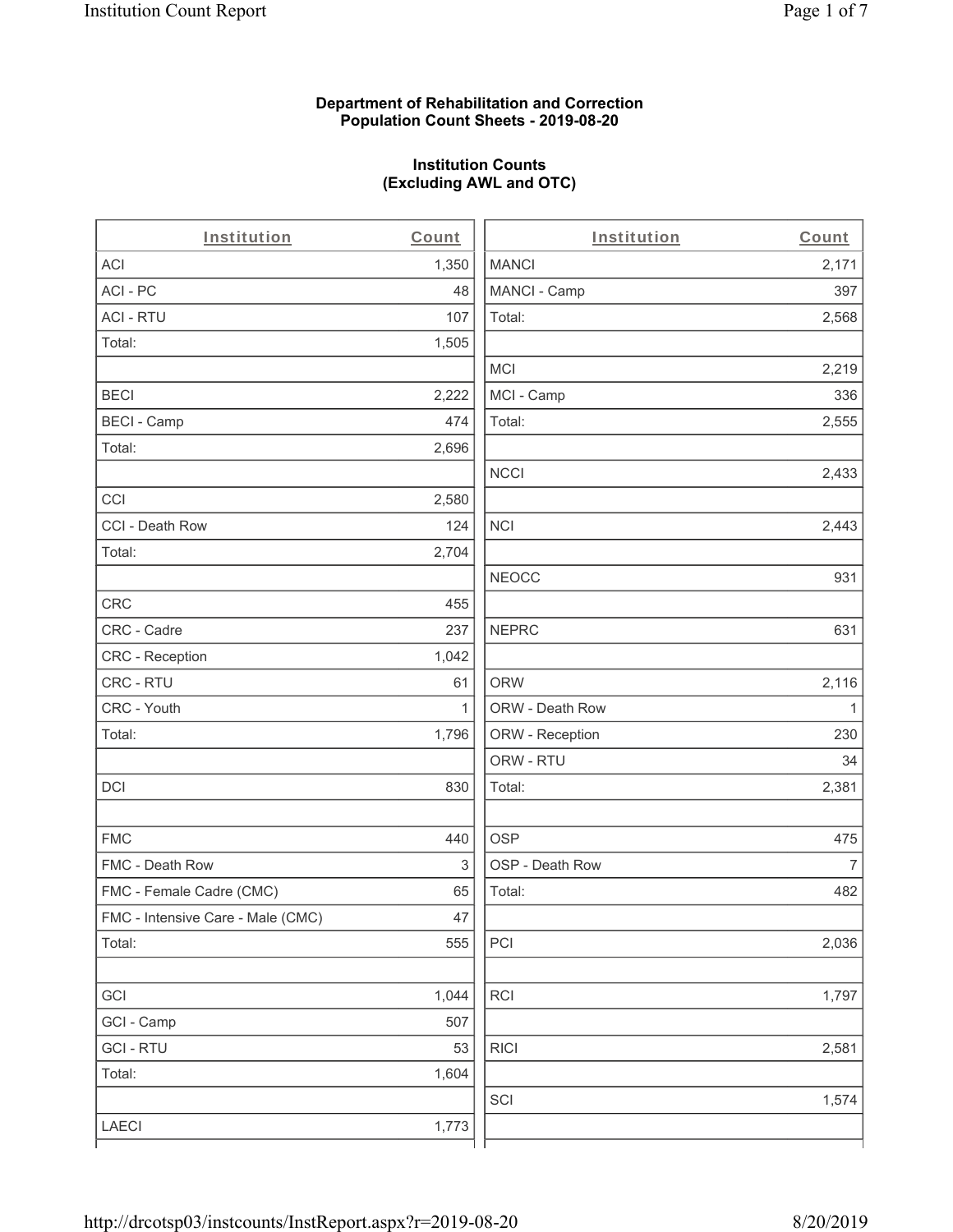**Department of Rehabilitation and Correction**
**Population Count Sheets - 2019-08-20**

**Institution Counts**
**(Excluding AWL and OTC)**

| Institution | Count |
|---|---|
| ACI | 1,350 |
| ACI - PC | 48 |
| ACI - RTU | 107 |
| Total: | 1,505 |
| | |
| BECI | 2,222 |
| BECI - Camp | 474 |
| Total: | 2,696 |
| | |
| CCI | 2,580 |
| CCI - Death Row | 124 |
| Total: | 2,704 |
| | |
| CRC | 455 |
| CRC - Cadre | 237 |
| CRC - Reception | 1,042 |
| CRC - RTU | 61 |
| CRC - Youth | 1 |
| Total: | 1,796 |
| | |
| DCI | 830 |
| | |
| FMC | 440 |
| FMC - Death Row | 3 |
| FMC - Female Cadre (CMC) | 65 |
| FMC - Intensive Care - Male (CMC) | 47 |
| Total: | 555 |
| | |
| GCI | 1,044 |
| GCI - Camp | 507 |
| GCI - RTU | 53 |
| Total: | 1,604 |
| | |
| LAECI | 1,773 |
| MANCI | 2,171 |
| MANCI - Camp | 397 |
| Total: | 2,568 |
| | |
| MCI | 2,219 |
| MCI - Camp | 336 |
| Total: | 2,555 |
| | |
| NCCI | 2,433 |
| | |
| NCI | 2,443 |
| | |
| NEOCC | 931 |
| | |
| NEPRC | 631 |
| | |
| ORW | 2,116 |
| ORW - Death Row | 1 |
| ORW - Reception | 230 |
| ORW - RTU | 34 |
| Total: | 2,381 |
| | |
| OSP | 475 |
| OSP - Death Row | 7 |
| Total: | 482 |
| | |
| PCI | 2,036 |
| | |
| RCI | 1,797 |
| | |
| RICI | 2,581 |
| | |
| SCI | 1,574 |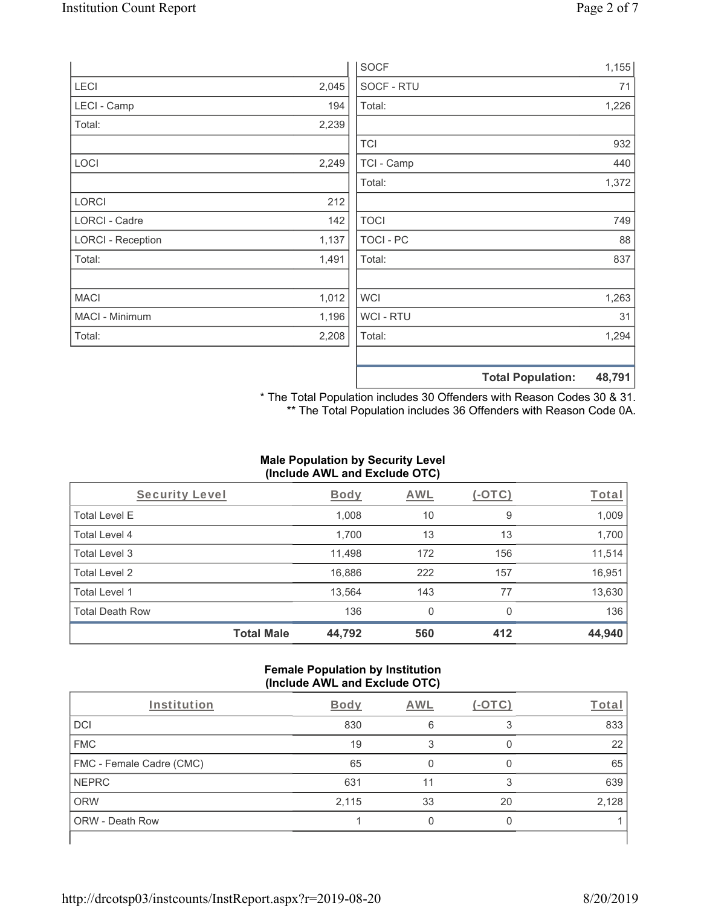| | |
|---|---|
| LECI | 2,045 |
| LECI - Camp | 194 |
| Total: | 2,239 |
| | |
| LOCI | 2,249 |
| | |
| LORCI | 212 |
| LORCI - Cadre | 142 |
| LORCI - Reception | 1,137 |
| Total: | 1,491 |
| | |
| MACI | 1,012 |
| MACI - Minimum | 1,196 |
| Total: | 2,208 |

| | |
|---|---|
| SOCF | 1,155 |
| SOCF - RTU | 71 |
| Total: | 1,226 |
| | |
| TCI | 932 |
| TCI - Camp | 440 |
| Total: | 1,372 |
| | |
| TOCI | 749 |
| TOCI - PC | 88 |
| Total: | 837 |
| | |
| WCI | 1,263 |
| WCI - RTU | 31 |
| Total: | 1,294 |
| | |
| **Total Population:** | **48,791** |

\* The Total Population includes 30 Offenders with Reason Codes 30 & 31.
\** The Total Population includes 36 Offenders with Reason Code 0A.

**Male Population by Security Level (Include AWL and Exclude OTC)**

| Security Level | Body | AWL | (-OTC) | Total |
|---|---|---|---|---|
| Total Level E | 1,008 | 10 | 9 | 1,009 |
| Total Level 4 | 1,700 | 13 | 13 | 1,700 |
| Total Level 3 | 11,498 | 172 | 156 | 11,514 |
| Total Level 2 | 16,886 | 222 | 157 | 16,951 |
| Total Level 1 | 13,564 | 143 | 77 | 13,630 |
| Total Death Row | 136 | 0 | 0 | 136 |
| **Total Male** | **44,792** | **560** | **412** | **44,940** |

**Female Population by Institution (Include AWL and Exclude OTC)**

| Institution | Body | AWL | (-OTC) | Total |
|---|---|---|---|---|
| DCI | 830 | 6 | 3 | 833 |
| FMC | 19 | 3 | 0 | 22 |
| FMC - Female Cadre (CMC) | 65 | 0 | 0 | 65 |
| NEPRC | 631 | 11 | 3 | 639 |
| ORW | 2,115 | 33 | 20 | 2,128 |
| ORW - Death Row | 1 | 0 | 0 | 1 |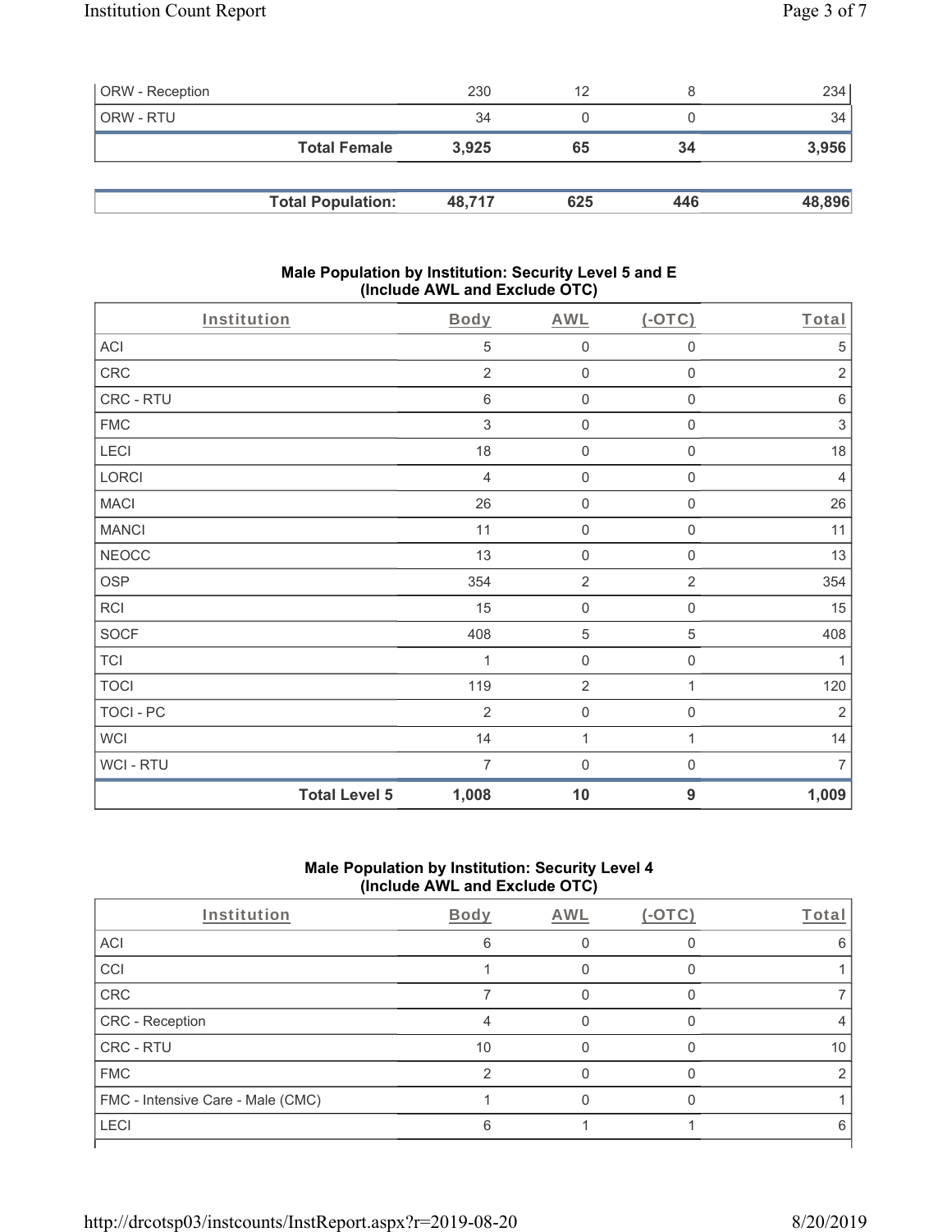| ORW - Reception | 230 | 12 | 8 | 234 |
|---|---|---|---|---|
| ORW - RTU | 34 | 0 | 0 | 34 |
| **Total Female** | **3,925** | **65** | **34** | **3,956** |

| **Total Population:** | **48,717** | **625** | **446** | **48,896** |
|---|---|---|---|---|

### Male Population by Institution: Security Level 5 and E (Include AWL and Exclude OTC)

| Institution | Body | AWL | (-OTC) | Total |
|---|---|---|---|---|
| ACI | 5 | 0 | 0 | 5 |
| CRC | 2 | 0 | 0 | 2 |
| CRC - RTU | 6 | 0 | 0 | 6 |
| FMC | 3 | 0 | 0 | 3 |
| LECI | 18 | 0 | 0 | 18 |
| LORCI | 4 | 0 | 0 | 4 |
| MACI | 26 | 0 | 0 | 26 |
| MANCI | 11 | 0 | 0 | 11 |
| NEOCC | 13 | 0 | 0 | 13 |
| OSP | 354 | 2 | 2 | 354 |
| RCI | 15 | 0 | 0 | 15 |
| SOCF | 408 | 5 | 5 | 408 |
| TCI | 1 | 0 | 0 | 1 |
| TOCI | 119 | 2 | 1 | 120 |
| TOCI - PC | 2 | 0 | 0 | 2 |
| WCI | 14 | 1 | 1 | 14 |
| WCI - RTU | 7 | 0 | 0 | 7 |
| **Total Level 5** | **1,008** | **10** | **9** | **1,009** |

### Male Population by Institution: Security Level 4 (Include AWL and Exclude OTC)

| Institution | Body | AWL | (-OTC) | Total |
|---|---|---|---|---|
| ACI | 6 | 0 | 0 | 6 |
| CCI | 1 | 0 | 0 | 1 |
| CRC | 7 | 0 | 0 | 7 |
| CRC - Reception | 4 | 0 | 0 | 4 |
| CRC - RTU | 10 | 0 | 0 | 10 |
| FMC | 2 | 0 | 0 | 2 |
| FMC - Intensive Care - Male (CMC) | 1 | 0 | 0 | 1 |
| LECI | 6 | 1 | 1 | 6 |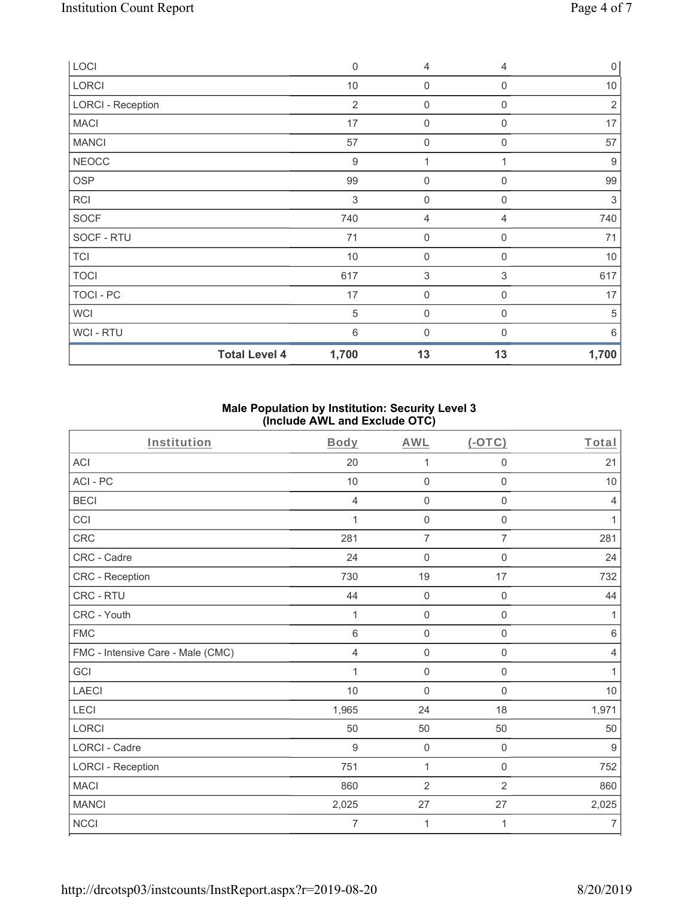| | | | | |
|---|---|---|---|---|
| LOCI | 0 | 4 | 4 | 0 |
| LORCI | 10 | 0 | 0 | 10 |
| LORCI - Reception | 2 | 0 | 0 | 2 |
| MACI | 17 | 0 | 0 | 17 |
| MANCI | 57 | 0 | 0 | 57 |
| NEOCC | 9 | 1 | 1 | 9 |
| OSP | 99 | 0 | 0 | 99 |
| RCI | 3 | 0 | 0 | 3 |
| SOCF | 740 | 4 | 4 | 740 |
| SOCF - RTU | 71 | 0 | 0 | 71 |
| TCI | 10 | 0 | 0 | 10 |
| TOCI | 617 | 3 | 3 | 617 |
| TOCI - PC | 17 | 0 | 0 | 17 |
| WCI | 5 | 0 | 0 | 5 |
| WCI - RTU | 6 | 0 | 0 | 6 |
| **Total Level 4** | **1,700** | **13** | **13** | **1,700** |

**Male Population by Institution: Security Level 3 (Include AWL and Exclude OTC)**

| Institution | Body | AWL | (-OTC) | Total |
|---|---|---|---|---|
| ACI | 20 | 1 | 0 | 21 |
| ACI - PC | 10 | 0 | 0 | 10 |
| BECI | 4 | 0 | 0 | 4 |
| CCI | 1 | 0 | 0 | 1 |
| CRC | 281 | 7 | 7 | 281 |
| CRC - Cadre | 24 | 0 | 0 | 24 |
| CRC - Reception | 730 | 19 | 17 | 732 |
| CRC - RTU | 44 | 0 | 0 | 44 |
| CRC - Youth | 1 | 0 | 0 | 1 |
| FMC | 6 | 0 | 0 | 6 |
| FMC - Intensive Care - Male (CMC) | 4 | 0 | 0 | 4 |
| GCI | 1 | 0 | 0 | 1 |
| LAECI | 10 | 0 | 0 | 10 |
| LECI | 1,965 | 24 | 18 | 1,971 |
| LORCI | 50 | 50 | 50 | 50 |
| LORCI - Cadre | 9 | 0 | 0 | 9 |
| LORCI - Reception | 751 | 1 | 0 | 752 |
| MACI | 860 | 2 | 2 | 860 |
| MANCI | 2,025 | 27 | 27 | 2,025 |
| NCCI | 7 | 1 | 1 | 7 |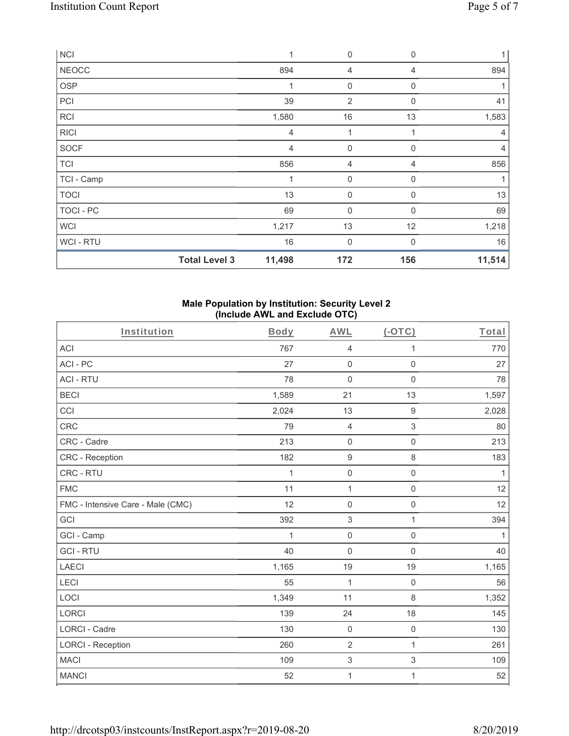| NCI | | 1 | 0 | 0 | 1 |
|---|---|---|---|---|---|
| NEOCC | | 894 | 4 | 4 | 894 |
| OSP | | 1 | 0 | 0 | 1 |
| PCI | | 39 | 2 | 0 | 41 |
| RCI | | 1,580 | 16 | 13 | 1,583 |
| RICI | | 4 | 1 | 1 | 4 |
| SOCF | | 4 | 0 | 0 | 4 |
| TCI | | 856 | 4 | 4 | 856 |
| TCI - Camp | | 1 | 0 | 0 | 1 |
| TOCI | | 13 | 0 | 0 | 13 |
| TOCI - PC | | 69 | 0 | 0 | 69 |
| WCI | | 1,217 | 13 | 12 | 1,218 |
| WCI - RTU | | 16 | 0 | 0 | 16 |
| | **Total Level 3** | **11,498** | **172** | **156** | **11,514** |

## Male Population by Institution: Security Level 2 (Include AWL and Exclude OTC)

| Institution | Body | AWL | (-OTC) | Total |
|---|---|---|---|---|
| ACI | 767 | 4 | 1 | 770 |
| ACI - PC | 27 | 0 | 0 | 27 |
| ACI - RTU | 78 | 0 | 0 | 78 |
| BECI | 1,589 | 21 | 13 | 1,597 |
| CCI | 2,024 | 13 | 9 | 2,028 |
| CRC | 79 | 4 | 3 | 80 |
| CRC - Cadre | 213 | 0 | 0 | 213 |
| CRC - Reception | 182 | 9 | 8 | 183 |
| CRC - RTU | 1 | 0 | 0 | 1 |
| FMC | 11 | 1 | 0 | 12 |
| FMC - Intensive Care - Male (CMC) | 12 | 0 | 0 | 12 |
| GCI | 392 | 3 | 1 | 394 |
| GCI - Camp | 1 | 0 | 0 | 1 |
| GCI - RTU | 40 | 0 | 0 | 40 |
| LAECI | 1,165 | 19 | 19 | 1,165 |
| LECI | 55 | 1 | 0 | 56 |
| LOCI | 1,349 | 11 | 8 | 1,352 |
| LORCI | 139 | 24 | 18 | 145 |
| LORCI - Cadre | 130 | 0 | 0 | 130 |
| LORCI - Reception | 260 | 2 | 1 | 261 |
| MACI | 109 | 3 | 3 | 109 |
| MANCI | 52 | 1 | 1 | 52 |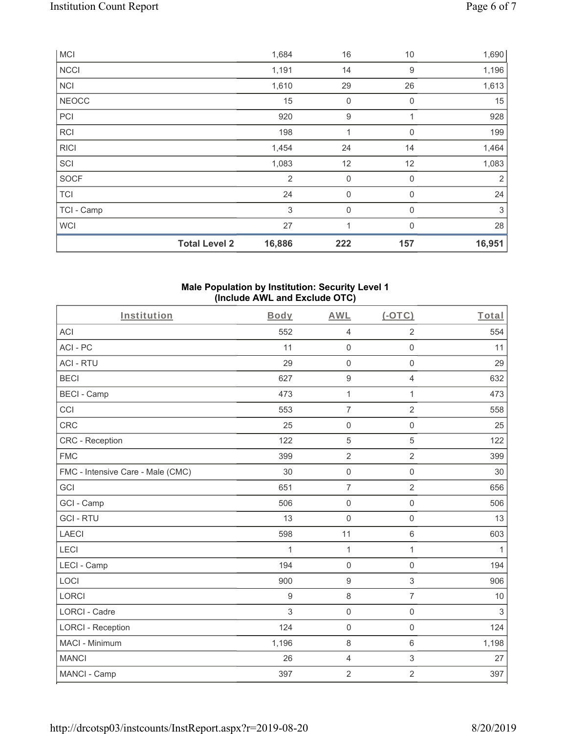| MCI | | 1,684 | 16 | 10 | 1,690 |
|---|---|---|---|---|---|
| NCCI | | 1,191 | 14 | 9 | 1,196 |
| NCI | | 1,610 | 29 | 26 | 1,613 |
| NEOCC | | 15 | 0 | 0 | 15 |
| PCI | | 920 | 9 | 1 | 928 |
| RCI | | 198 | 1 | 0 | 199 |
| RICI | | 1,454 | 24 | 14 | 1,464 |
| SCI | | 1,083 | 12 | 12 | 1,083 |
| SOCF | | 2 | 0 | 0 | 2 |
| TCI | | 24 | 0 | 0 | 24 |
| TCI - Camp | | 3 | 0 | 0 | 3 |
| WCI | | 27 | 1 | 0 | 28 |
| | **Total Level 2** | **16,886** | **222** | **157** | **16,951** |

## Male Population by Institution: Security Level 1 (Include AWL and Exclude OTC)

| Institution | Body | AWL | (-OTC) | Total |
|---|---|---|---|---|
| ACI | 552 | 4 | 2 | 554 |
| ACI - PC | 11 | 0 | 0 | 11 |
| ACI - RTU | 29 | 0 | 0 | 29 |
| BECI | 627 | 9 | 4 | 632 |
| BECI - Camp | 473 | 1 | 1 | 473 |
| CCI | 553 | 7 | 2 | 558 |
| CRC | 25 | 0 | 0 | 25 |
| CRC - Reception | 122 | 5 | 5 | 122 |
| FMC | 399 | 2 | 2 | 399 |
| FMC - Intensive Care - Male (CMC) | 30 | 0 | 0 | 30 |
| GCI | 651 | 7 | 2 | 656 |
| GCI - Camp | 506 | 0 | 0 | 506 |
| GCI - RTU | 13 | 0 | 0 | 13 |
| LAECI | 598 | 11 | 6 | 603 |
| LECI | 1 | 1 | 1 | 1 |
| LECI - Camp | 194 | 0 | 0 | 194 |
| LOCI | 900 | 9 | 3 | 906 |
| LORCI | 9 | 8 | 7 | 10 |
| LORCI - Cadre | 3 | 0 | 0 | 3 |
| LORCI - Reception | 124 | 0 | 0 | 124 |
| MACI - Minimum | 1,196 | 8 | 6 | 1,198 |
| MANCI | 26 | 4 | 3 | 27 |
| MANCI - Camp | 397 | 2 | 2 | 397 |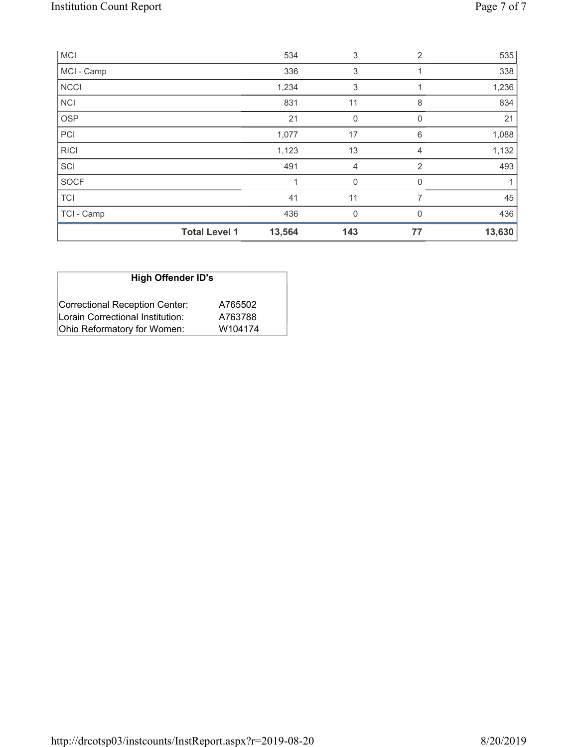| | | | | |
|---|---|---|---|---|
| MCI | 534 | 3 | 2 | 535 |
| MCI - Camp | 336 | 3 | 1 | 338 |
| NCCI | 1,234 | 3 | 1 | 1,236 |
| NCI | 831 | 11 | 8 | 834 |
| OSP | 21 | 0 | 0 | 21 |
| PCI | 1,077 | 17 | 6 | 1,088 |
| RICI | 1,123 | 13 | 4 | 1,132 |
| SCI | 491 | 4 | 2 | 493 |
| SOCF | 1 | 0 | 0 | 1 |
| TCI | 41 | 11 | 7 | 45 |
| TCI - Camp | 436 | 0 | 0 | 436 |
| **Total Level 1** | **13,564** | **143** | **77** | **13,630** |

| High Offender ID's | |
|---|---|
| Correctional Reception Center: | A765502 |
| Lorain Correctional Institution: | A763788 |
| Ohio Reformatory for Women: | W104174 |